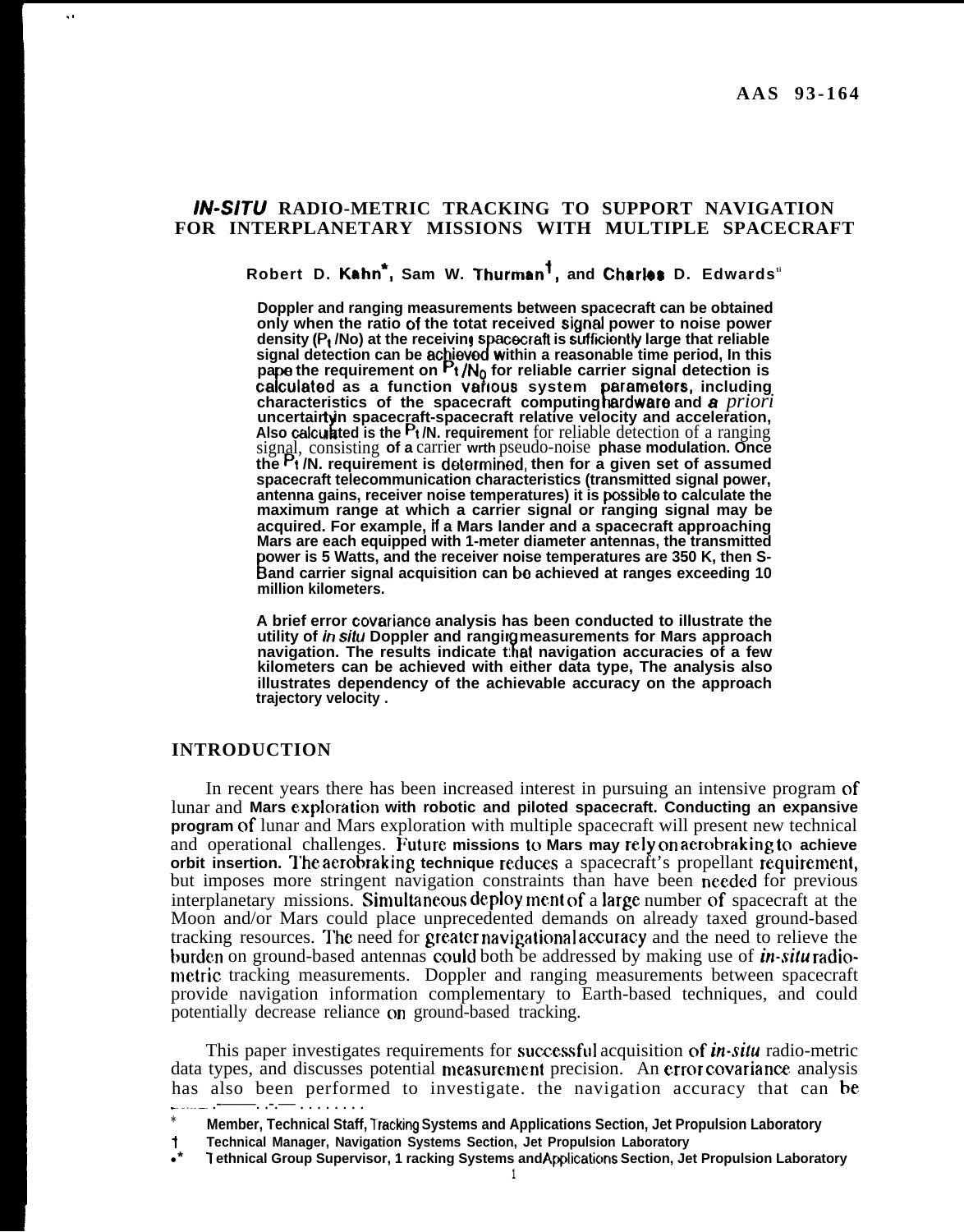AAS 93-164

# *IN-SITU* RADIO-METRIC TRACKING TO SUPPORT NAVIGATION FOR INTERPLANETARY MISSIONS WITH MULTIPLE SPACECRAFT

**Robert D. Kahn*, Sam W. Thurman†, and Charles D. Edwards**

**Doppler and ranging measurements between spacecraft can be obtained only when the ratio of the totat received signal power to noise power density ($P_t$/No) at the receiving spacecraft is sufficiently large that reliable signal detection can be achieved within a reasonable time period, In this pape the requirement on $P_t/N_0$ for reliable carrier signal detection is calculated as a function various system parameters, including characteristics of the spacecraft computing hardware and *a priori* uncertainty in spacecraft-spacecraft relative velocity and acceleration, Also calculated is the $P_t$/N. requirement for reliable detection of a ranging signal, consisting of a carrier wrth pseudo-noise phase modulation. Once the $P_t$/N. requirement is determined, then for a given set of assumed spacecraft telecommunication characteristics (transmitted signal power, antenna gains, receiver noise temperatures) it is possible to calculate the maximum range at which a carrier signal or ranging signal may be acquired. For example, if a Mars lander and a spacecraft approaching Mars are each equipped with 1-meter diameter antennas, the transmitted power is 5 Watts, and the receiver noise temperatures are 350 K, then S-Band carrier signal acquisition can bo achieved at ranges exceeding 10 million kilometers.**

**A brief error covariance analysis has been conducted to illustrate the utility of *in situ* Doppler and ranging measurements for Mars approach navigation. The results indicate that navigation accuracies of a few kilometers can be achieved with either data type, The analysis also illustrates dependency of the achievable accuracy on the approach trajectory velocity .**

## INTRODUCTION

In recent years there has been increased interest in pursuing an intensive program of lunar and Mars exploration with robotic and piloted spacecraft. Conducting an expansive program of lunar and Mars exploration with multiple spacecraft will present new technical and operational challenges. Future missions to Mars may rely on aerobraking to achieve orbit insertion. The aerobraking technique reduces a spacecraft's propellant requirement, but imposes more stringent navigation constraints than have been needed for previous interplanetary missions. Simultaneous deployment of a large number of spacecraft at the Moon and/or Mars could place unprecedented demands on already taxed ground-based tracking resources. The need for greater navigational accuracy and the need to relieve the burden on ground-based antennas could both be addressed by making use of *in-situ* radio-metric tracking measurements. Doppler and ranging measurements between spacecraft provide navigation information complementary to Earth-based techniques, and could potentially decrease reliance on ground-based tracking.

This paper investigates requirements for successful acquisition of *in-situ* radio-metric data types, and discusses potential measurement precision. An error covariance analysis has also been performed to investigate. the navigation accuracy that can be

* Member, Technical Staff, Tracking Systems and Applications Section, Jet Propulsion Laboratory

† Technical Manager, Navigation Systems Section, Jet Propulsion Laboratory

** Tethnical Group Supervisor, Tracking Systems and Applications Section, Jet Propulsion Laboratory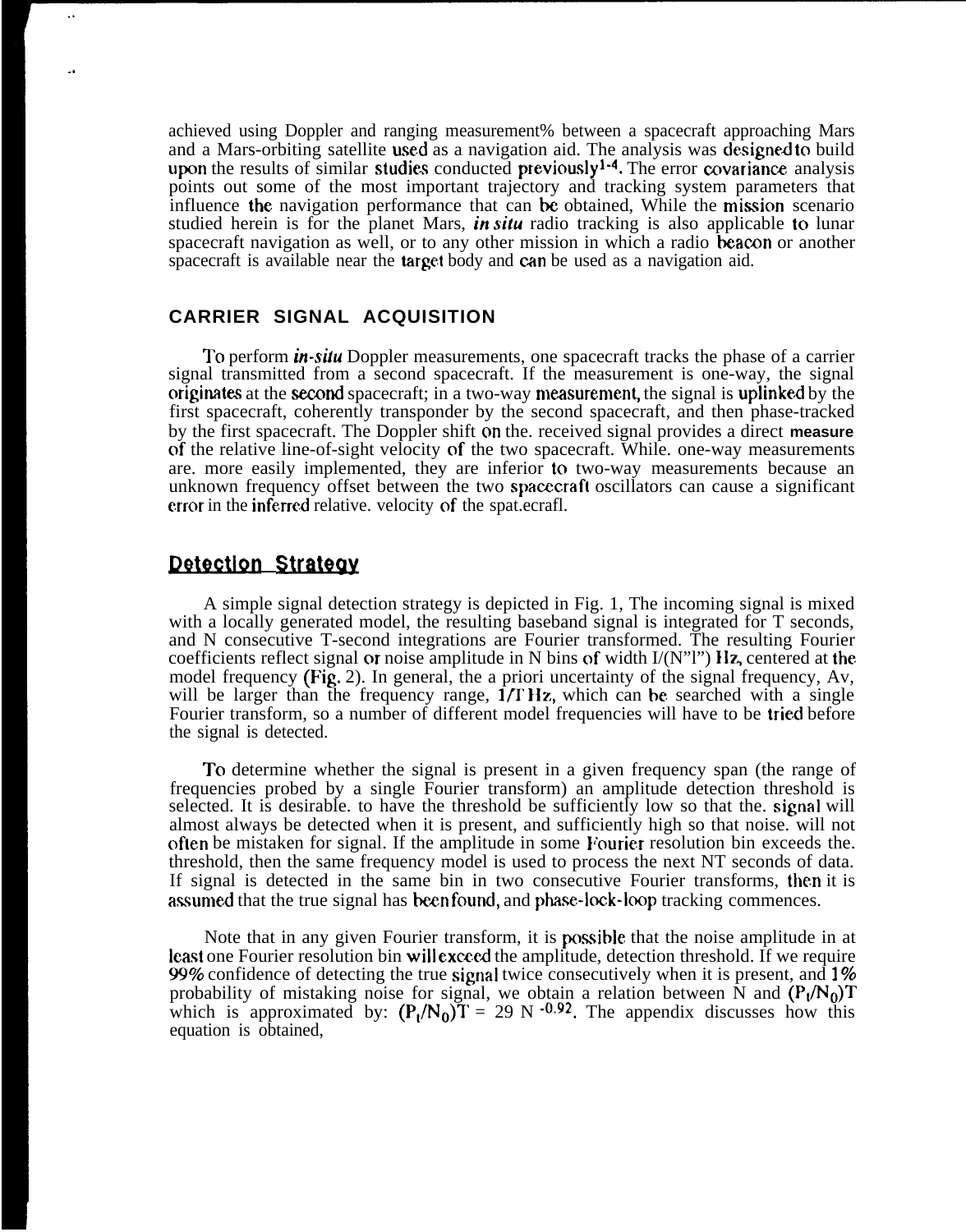achieved using Doppler and ranging measurement% between a spacecraft approaching Mars and a Mars-orbiting satellite used as a navigation aid. The analysis was designed to build upon the results of similar studies conducted previously[1-4]. The error covariance analysis points out some of the most important trajectory and tracking system parameters that influence the navigation performance that can be obtained, While the mission scenario studied herein is for the planet Mars, *in situ* radio tracking is also applicable to lunar spacecraft navigation as well, or to any other mission in which a radio beacon or another spacecraft is available near the target body and can be used as a navigation aid.

## CARRIER SIGNAL ACQUISITION

To perform *in-situ* Doppler measurements, one spacecraft tracks the phase of a carrier signal transmitted from a second spacecraft. If the measurement is one-way, the signal originates at the second spacecraft; in a two-way measurement, the signal is uplinked by the first spacecraft, coherently transponder by the second spacecraft, and then phase-tracked by the first spacecraft. The Doppler shift on the. received signal provides a direct **measure** of the relative line-of-sight velocity of the two spacecraft. While. one-way measurements are. more easily implemented, they are inferior to two-way measurements because an unknown frequency offset between the two spacecraft oscillators can cause a significant error in the inferred relative. velocity of the spat.ecrafl.

### Detection Strategy

A simple signal detection strategy is depicted in Fig. 1, The incoming signal is mixed with a locally generated model, the resulting baseband signal is integrated for T seconds, and N consecutive T-second integrations are Fourier transformed. The resulting Fourier coefficients reflect signal or noise amplitude in N bins of width I/(N"l") Hz, centered at the model frequency (Fig. 2). In general, the a priori uncertainty of the signal frequency, Av, will be larger than the frequency range, 1/T Hz, which can be searched with a single Fourier transform, so a number of different model frequencies will have to be tried before the signal is detected.

To determine whether the signal is present in a given frequency span (the range of frequencies probed by a single Fourier transform) an amplitude detection threshold is selected. It is desirable. to have the threshold be sufficiently low so that the. signal will almost always be detected when it is present, and sufficiently high so that noise. will not often be mistaken for signal. If the amplitude in some Fourier resolution bin exceeds the. threshold, then the same frequency model is used to process the next NT seconds of data. If signal is detected in the same bin in two consecutive Fourier transforms, then it is assumed that the true signal has been found, and phase-lock-loop tracking commences.

Note that in any given Fourier transform, it is possible that the noise amplitude in at least one Fourier resolution bin will exceed the amplitude, detection threshold. If we require 99% confidence of detecting the true signal twice consecutively when it is present, and 1% probability of mistaking noise for signal, we obtain a relation between N and $(P_t/N_0)T$ which is approximated by: $(P_t/N_0)T = 29\ N^{-0.92}$. The appendix discusses how this equation is obtained,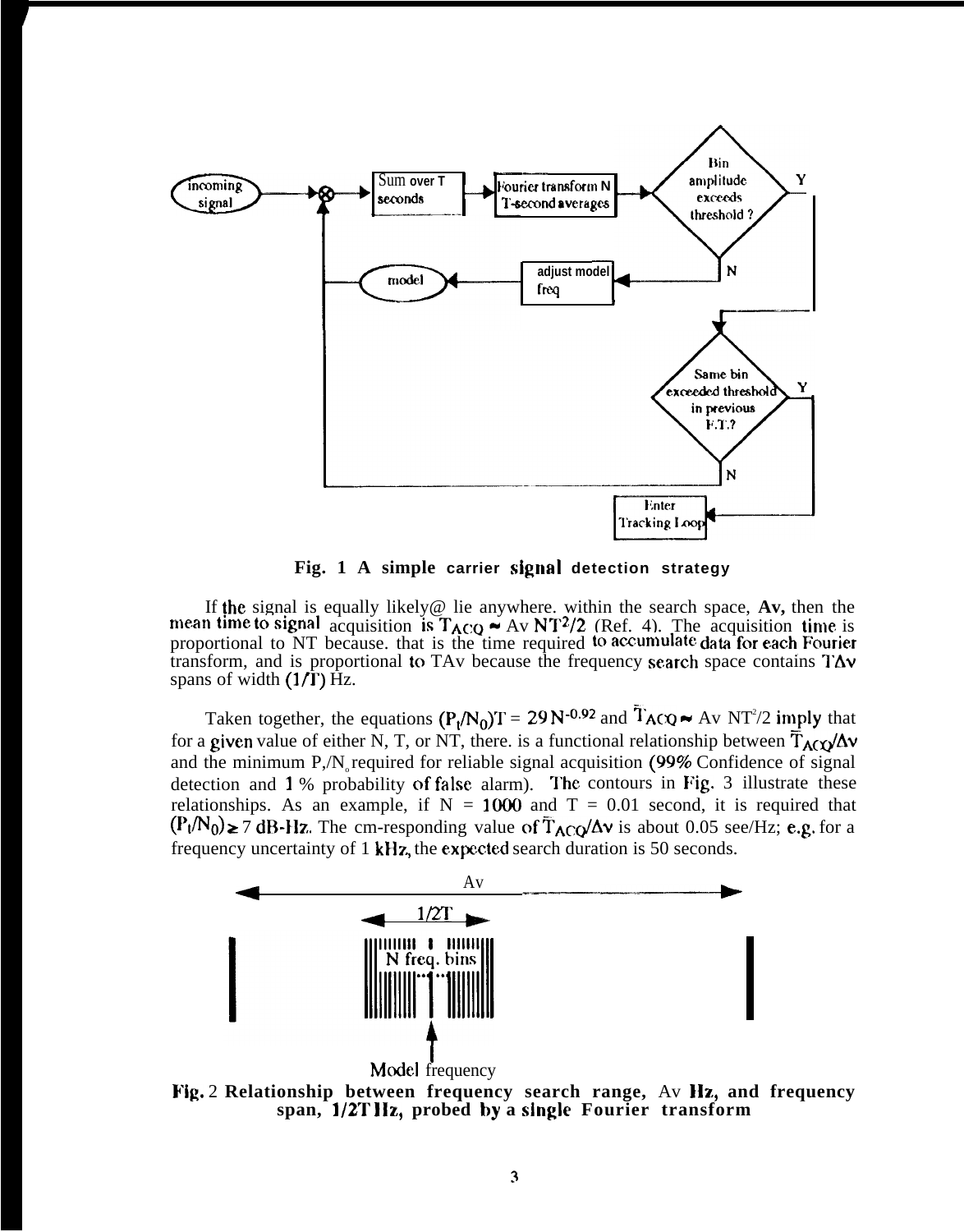Fig. 1 A simple carrier signal detection strategy

If the signal is equally likely@ lie anywhere. within the search space, $\Delta\nu$, then the mean time to signal acquisition is $\bar{T}_{ACQ} \approx \Delta\nu \, NT^2/2$ (Ref. 4). The acquisition time is proportional to NT because. that is the time required to accumulate data for each Fourier transform, and is proportional to $T\Delta\nu$ because the frequency search space contains $T\Delta\nu$ spans of width $(1/T)$ Hz.

Taken together, the equations $(P_t/N_0)T = 29\,N^{-0.92}$ and $\bar{T}_{ACQ} \approx \Delta\nu \, NT^2/2$ imply that for a given value of either N, T, or NT, there. is a functional relationship between $\bar{T}_{ACQ}/\Delta\nu$ and the minimum $P_t/N_0$ required for reliable signal acquisition (99% Confidence of signal detection and 1 % probability of false alarm). The contours in Fig. 3 illustrate these relationships. As an example, if N = 1000 and T = 0.01 second, it is required that $(P_t/N_0) \geq 7$ dB-Hz. The cm-responding value of $\bar{T}_{ACQ}/\Delta\nu$ is about 0.05 see/Hz; e.g. for a frequency uncertainty of 1 kHz, the expected search duration is 50 seconds.

Fig. 2 Relationship between frequency search range, $\Delta\nu$ Hz, and frequency span, 1/2T Hz, probed by a single Fourier transform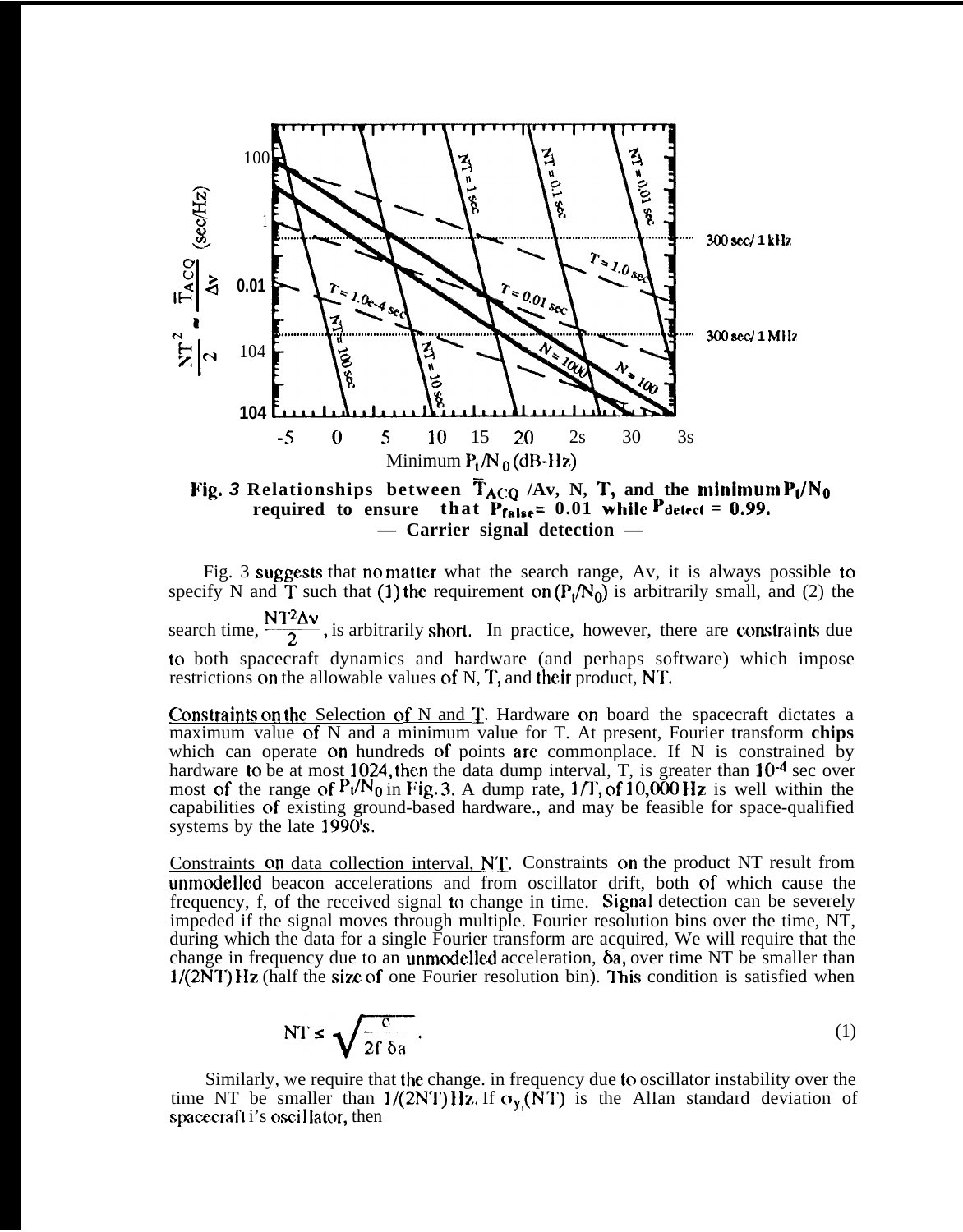Fig. 3 Relationships between $\bar{T}_{ACQ}/\Delta\nu$, N, T, and the minimum $P_t/N_0$ required to ensure that $P_{false} = 0.01$ while $P_{detect} = 0.99$.
— Carrier signal detection —

Fig. 3 suggests that no matter what the search range, $\Delta\nu$, it is always possible to specify N and T such that (1) the requirement on $(P_t/N_0)$ is arbitrarily small, and (2) the search time, $\frac{NT^2\Delta\nu}{2}$, is arbitrarily short. In practice, however, there are constraints due to both spacecraft dynamics and hardware (and perhaps software) which impose restrictions on the allowable values of N, T, and their product, NT.

Constraints on the Selection of N and T. Hardware on board the spacecraft dictates a maximum value of N and a minimum value for T. At present, Fourier transform **chips** which can operate on hundreds of points are commonplace. If N is constrained by hardware to be at most 1024, then the data dump interval, T, is greater than $10^{-4}$ sec over most of the range of $P_t/N_0$ in Fig. 3. A dump rate, 1/T, of 10,000 Hz is well within the capabilities of existing ground-based hardware., and may be feasible for space-qualified systems by the late 1990's.

Constraints on data collection interval, NT. Constraints on the product NT result from unmodelled beacon accelerations and from oscillator drift, both of which cause the frequency, f, of the received signal to change in time. Signal detection can be severely impeded if the signal moves through multiple. Fourier resolution bins over the time, NT, during which the data for a single Fourier transform are acquired, We will require that the change in frequency due to an unmodelled acceleration, $\delta a$, over time NT be smaller than 1/(2NT) Hz (half the size of one Fourier resolution bin). This condition is satisfied when

$$NT \leq \sqrt{\frac{c}{2f\,\delta a}}\,. \tag{1}$$

Similarly, we require that the change. in frequency due to oscillator instability over the time NT be smaller than 1/(2NT) Hz. If $\sigma_{y_i}(NT)$ is the Allan standard deviation of spacecraft i's oscillator, then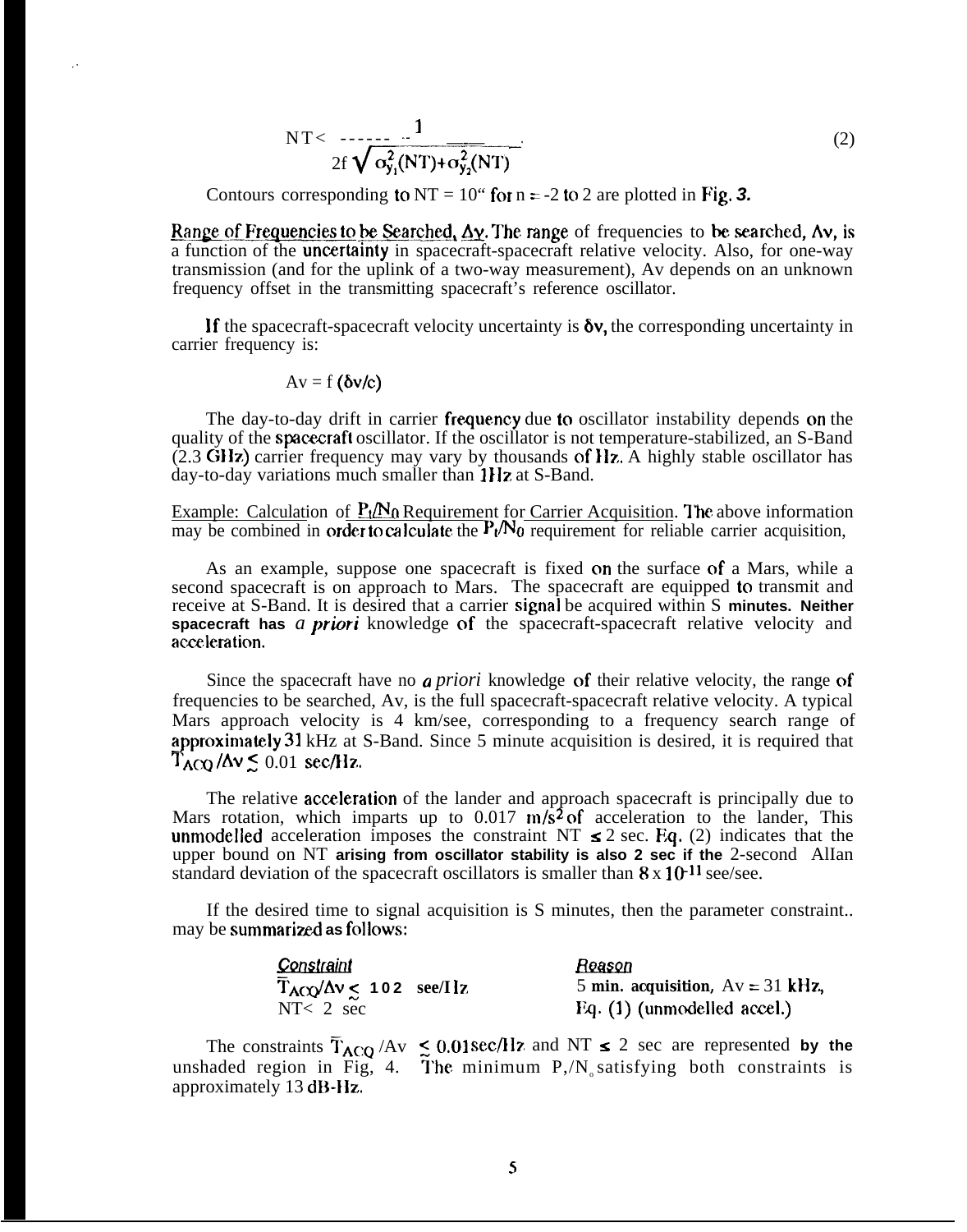$$NT < \frac{1}{2f\sqrt{\sigma_{y_1}^2(NT)+\sigma_{y_2}^2(NT)}} \qquad (2)$$

Contours corresponding to NT = 10" for n = -2 to 2 are plotted in Fig. 3.

Range of Frequencies to be Searched, $\Delta\nu$. The range of frequencies to be searched, $\Delta\nu$, is a function of the uncertainty in spacecraft-spacecraft relative velocity. Also, for one-way transmission (and for the uplink of a two-way measurement), $\Delta\nu$ depends on an unknown frequency offset in the transmitting spacecraft's reference oscillator.

If the spacecraft-spacecraft velocity uncertainty is $\delta v$, the corresponding uncertainty in carrier frequency is:

$$\Delta\nu = f\,(\delta v/c)$$

The day-to-day drift in carrier frequency due to oscillator instability depends on the quality of the spacecraft oscillator. If the oscillator is not temperature-stabilized, an S-Band (2.3 GHz) carrier frequency may vary by thousands of Hz. A highly stable oscillator has day-to-day variations much smaller than 1Hz at S-Band.

Example: Calculation of $P_t/N_0$ Requirement for Carrier Acquisition. The above information may be combined in order to calculate the $P_t/N_0$ requirement for reliable carrier acquisition,

As an example, suppose one spacecraft is fixed on the surface of a Mars, while a second spacecraft is on approach to Mars. The spacecraft are equipped to transmit and receive at S-Band. It is desired that a carrier signal be acquired within S minutes. Neither spacecraft has *a priori* knowledge of the spacecraft-spacecraft relative velocity and acceleration.

Since the spacecraft have no *a priori* knowledge of their relative velocity, the range of frequencies to be searched, $\Delta\nu$, is the full spacecraft-spacecraft relative velocity. A typical Mars approach velocity is 4 km/see, corresponding to a frequency search range of approximately 31 kHz at S-Band. Since 5 minute acquisition is desired, it is required that $\bar{T}_{ACQ}/\Delta\nu \lesssim 0.01$ sec/Hz.

The relative acceleration of the lander and approach spacecraft is principally due to Mars rotation, which imparts up to 0.017 $m/s^2$ of acceleration to the lander, This unmodelled acceleration imposes the constraint NT $\leq$ 2 sec. Eq. (2) indicates that the upper bound on NT arising from oscillator stability is also 2 sec if the 2-second Allan standard deviation of the spacecraft oscillators is smaller than $8 \times 10^{-11}$ see/see.

If the desired time to signal acquisition is S minutes, then the parameter constraint.. may be summarized as follows:

| *Constraint* | *Reason* |
|---|---|
| $\bar{T}_{ACQ}/\Delta\nu \lesssim 10^{2}$ see/Hz | 5 min. acquisition, $\Delta\nu$ = 31 kHz, |
| NT< 2 sec | Eq. (1) (unmodelled accel.) |

The constraints $\bar{T}_{ACQ}/\Delta\nu \lesssim 0.01$sec/Hz and NT $\leq$ 2 sec are represented by the unshaded region in Fig, 4. The minimum $P_t/N_0$ satisfying both constraints is approximately 13 dB-Hz.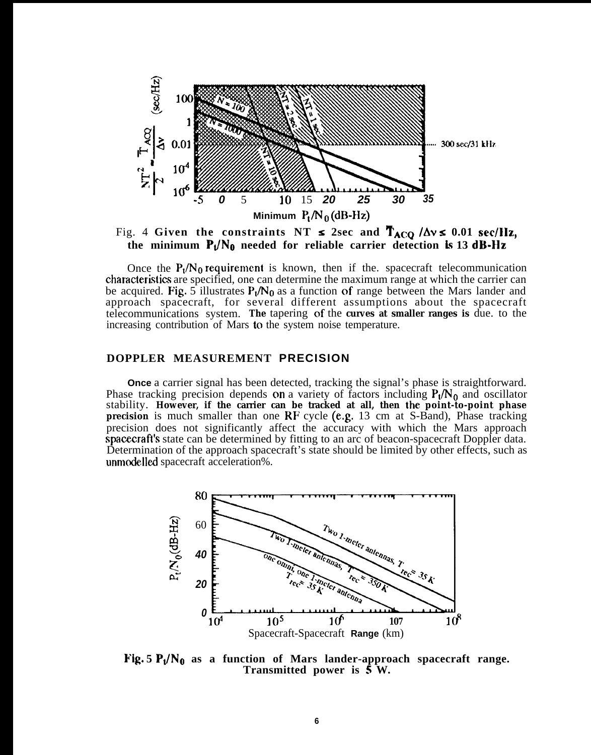Fig. 4 **Given the constraints $NT \le 2$sec and $T_{ACQ}/\Delta\nu \le 0.01$ sec/Hz, the minimum $P_t/N_0$ needed for reliable carrier detection is 13 dB-Hz**

Once the $P_t/N_0$ requirement is known, then if the. spacecraft telecommunication characteristics are specified, one can determine the maximum range at which the carrier can be acquired. Fig. 5 illustrates $P_t/N_0$ as a function of range between the Mars lander and approach spacecraft, for several different assumptions about the spacecraft telecommunications system. **The** tapering of the **curves at smaller ranges is** due. to the increasing contribution of Mars to the system noise temperature.

## DOPPLER MEASUREMENT PRECISION

**Once** a carrier signal has been detected, tracking the signal's phase is straightforward. Phase tracking precision depends on a variety of factors including $P_t/N_0$ and oscillator stability. **However, if the carrier can be tracked at all, then the point-to-point phase precision** is much smaller than one RF cycle (e.g. 13 cm at S-Band), Phase tracking precision does not significantly affect the accuracy with which the Mars approach spacecraft's state can be determined by fitting to an arc of beacon-spacecraft Doppler data. Determination of the approach spacecraft's state should be limited by other effects, such as unmodelled spacecraft acceleration%.

**Fig. 5 $P_t/N_0$ as a function of Mars lander-approach spacecraft range. Transmitted power is 5 W.**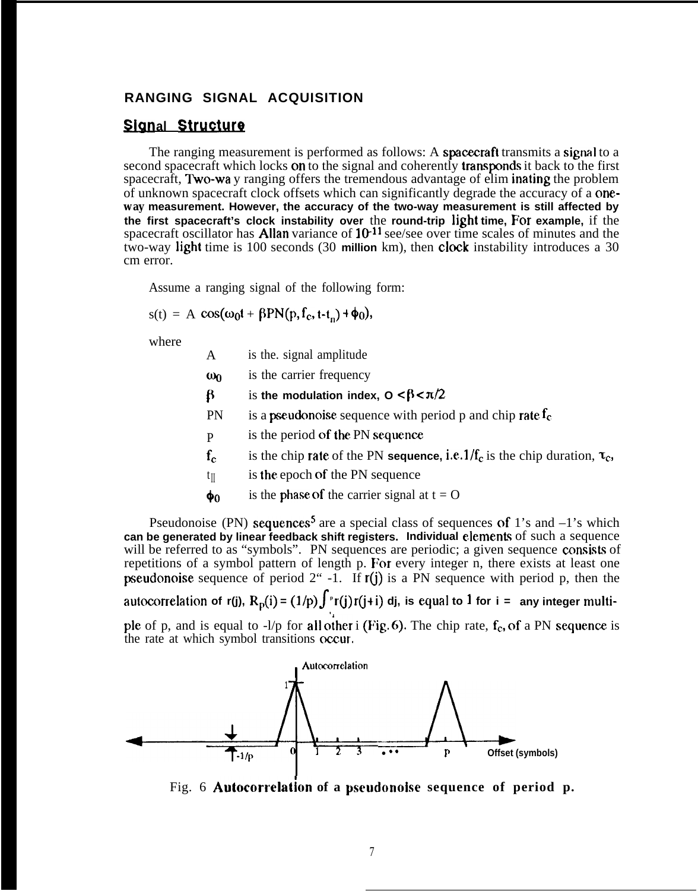## RANGING SIGNAL ACQUISITION

### Signal Structure

The ranging measurement is performed as follows: A spacecraft transmits a signal to a second spacecraft which locks on to the signal and coherently transponds it back to the first spacecraft, Two-way ranging offers the tremendous advantage of eliminating the problem of unknown spacecraft clock offsets which can significantly degrade the accuracy of a one-way measurement. However, the accuracy of the two-way measurement is still affected by the first spacecraft's clock instability over the round-trip light time, For example, if the spacecraft oscillator has Allan variance of $10^{-11}$ sec/sec over time scales of minutes and the two-way light time is 100 seconds (30 million km), then clock instability introduces a 30 cm error.

Assume a ranging signal of the following form:

$$s(t) = A \cos(\omega_0 t + \beta PN(p, f_c, t-t_n) + \phi_0),$$

where

- $A$ is the. signal amplitude
- $\omega_0$ is the carrier frequency
- $\beta$ is the modulation index, $0 < \beta < \pi/2$
- PN is a pseudonoise sequence with period p and chip rate $f_c$
- $p$ is the period of the PN sequence
- $f_c$ is the chip rate of the PN sequence, i.e. $1/f_c$ is the chip duration, $\tau_c$,
- $t_n$ is the epoch of the PN sequence
- $\phi_0$ is the phase of the carrier signal at t = 0

Pseudonoise (PN) sequences[5] are a special class of sequences of 1's and –1's which can be generated by linear feedback shift registers. Individual elements of such a sequence will be referred to as "symbols". PN sequences are periodic; a given sequence consists of repetitions of a symbol pattern of length p. For every integer n, there exists at least one pseudonoise sequence of period $2^n - 1$. If $r(j)$ is a PN sequence with period p, then the autocorrelation of $r(j)$, $R_p(i) = (1/p)\int_1^p r(j)r(j+i)\, dj$, is equal to 1 for i = any integer multiple of p, and is equal to $-1/p$ for all other i (Fig. 6). The chip rate, $f_c$, of a PN sequence is the rate at which symbol transitions occur.

Fig. 6 Autocorrelation of a pseudonoise sequence of period p.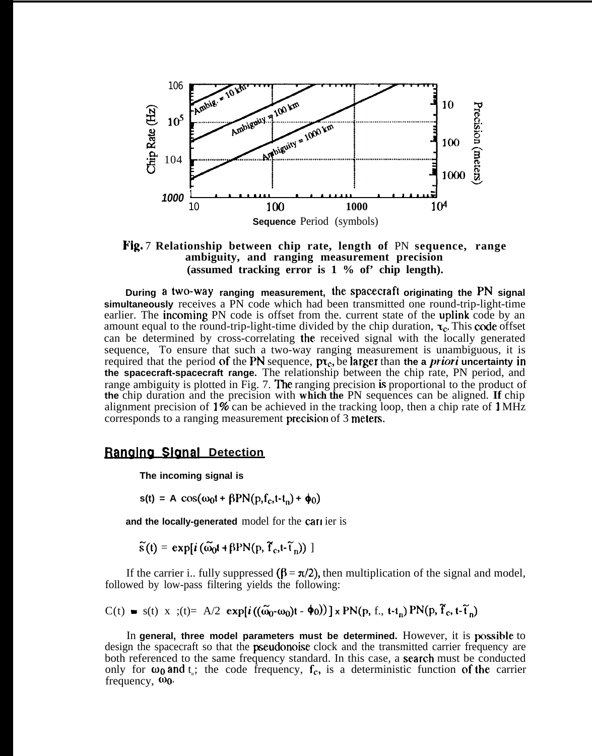Fig. 7 **Relationship between chip rate, length of PN sequence, range ambiguity, and ranging measurement precision (assumed tracking error is 1 % of chip length).**

During a two-way ranging measurement, the spacecraft originating the PN signal simultaneously receives a PN code which had been transmitted one round-trip-light-time earlier. The incoming PN code is offset from the current state of the uplink code by an amount equal to the round-trip-light-time divided by the chip duration, $\tau_c$. This code offset can be determined by cross-correlating the received signal with the locally generated sequence. To ensure that such a two-way ranging measurement is unambiguous, it is required that the period of the PN sequence, $p\tau_c$, be larger than the a *priori* uncertainty in the spacecraft-spacecraft range. The relationship between the chip rate, PN period, and range ambiguity is plotted in Fig. 7. The ranging precision is proportional to the product of the chip duration and the precision with which the PN sequences can be aligned. If chip alignment precision of 1% can be achieved in the tracking loop, then a chip rate of 1 MHz corresponds to a ranging measurement precision of 3 meters.

## Ranging Signal Detection

The incoming signal is

$$s(t) = A\cos(\omega_0 t + \beta PN(p, f_c, t - t_n) + \phi_0)$$

and the locally-generated model for the carrier is

$$\tilde{s}(t) = \exp[i(\tilde{\omega}_0 t + \beta PN(p, \tilde{f}_c, t - \tilde{t}_n))]$$

If the carrier is fully suppressed ($\beta = \pi/2$), then multiplication of the signal and model, followed by low-pass filtering yields the following:

$$C(t) = s(t) \times \tilde{s}(t) = A/2 \exp[i((\tilde{\omega}_0 - \omega_0)t - \phi_0)] \times PN(p, f_c, t - t_n) PN(p, \tilde{f}_c, t - \tilde{t}_n)$$

In general, three model parameters must be determined. However, it is possible to design the spacecraft so that the pseudonoise clock and the transmitted carrier frequency are both referenced to the same frequency standard. In this case, a search must be conducted only for $\omega_0$ and $t_n$; the code frequency, $f_c$, is a deterministic function of the carrier frequency, $\omega_0$.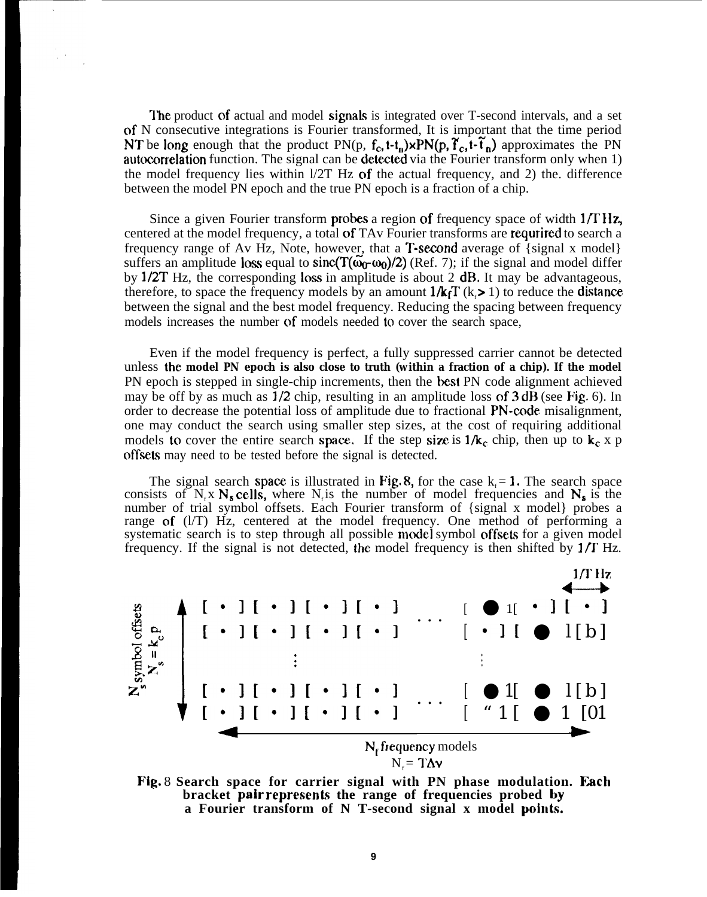The product of actual and model signals is integrated over T-second intervals, and a set of N consecutive integrations is Fourier transformed, It is important that the time period NT be long enough that the product $PN(p, f_c, t-t_n) \times PN(p, \tilde{f}_c, t-\tilde{t}_n)$ approximates the PN autocorrelation function. The signal can be detected via the Fourier transform only when 1) the model frequency lies within 1/2T Hz of the actual frequency, and 2) the. difference between the model PN epoch and the true PN epoch is a fraction of a chip.

Since a given Fourier transform probes a region of frequency space of width 1/T Hz, centered at the model frequency, a total of $T\Delta v$ Fourier transforms are requrired to search a frequency range of $\Delta v$ Hz, Note, however, that a T-second average of {signal x model} suffers an amplitude loss equal to $\mathrm{sinc}(T(\tilde{\omega}_0-\omega_0)/2)$ (Ref. 7); if the signal and model differ by 1/2T Hz, the corresponding loss in amplitude is about 2 dB. It may be advantageous, therefore, to space the frequency models by an amount $1/k_fT$ ($k_f > 1$) to reduce the distance between the signal and the best model frequency. Reducing the spacing between frequency models increases the number of models needed to cover the search space,

Even if the model frequency is perfect, a fully suppressed carrier cannot be detected unless **the model PN epoch is also close to truth (within a fraction of a chip). If the model** PN epoch is stepped in single-chip increments, then the best PN code alignment achieved may be off by as much as 1/2 chip, resulting in an amplitude loss of 3 dB (see Fig. 6). In order to decrease the potential loss of amplitude due to fractional PN-code misalignment, one may conduct the search using smaller step sizes, at the cost of requiring additional models to cover the entire search space. If the step size is $1/k_c$ chip, then up to $k_c$ x p offsets may need to be tested before the signal is detected.

The signal search space is illustrated in Fig. 8, for the case $k_f = 1$. The search space consists of $N_f \times N_s$ cells, where $N_f$ is the number of model frequencies and $N_s$ is the number of trial symbol offsets. Each Fourier transform of {signal x model} probes a range of (1/T) Hz, centered at the model frequency. One method of performing a systematic search is to step through all possible model symbol offsets for a given model frequency. If the signal is not detected, the model frequency is then shifted by 1/T Hz.

1/T Hz

$N_s$ symbol offsets $N_s = k_c p$

$N_f$ frequency models $N_f = T\Delta v$

**Fig. 8 Search space for carrier signal with PN phase modulation. Each bracket pair represents the range of frequencies probed by a Fourier transform of N T-second signal x model points.**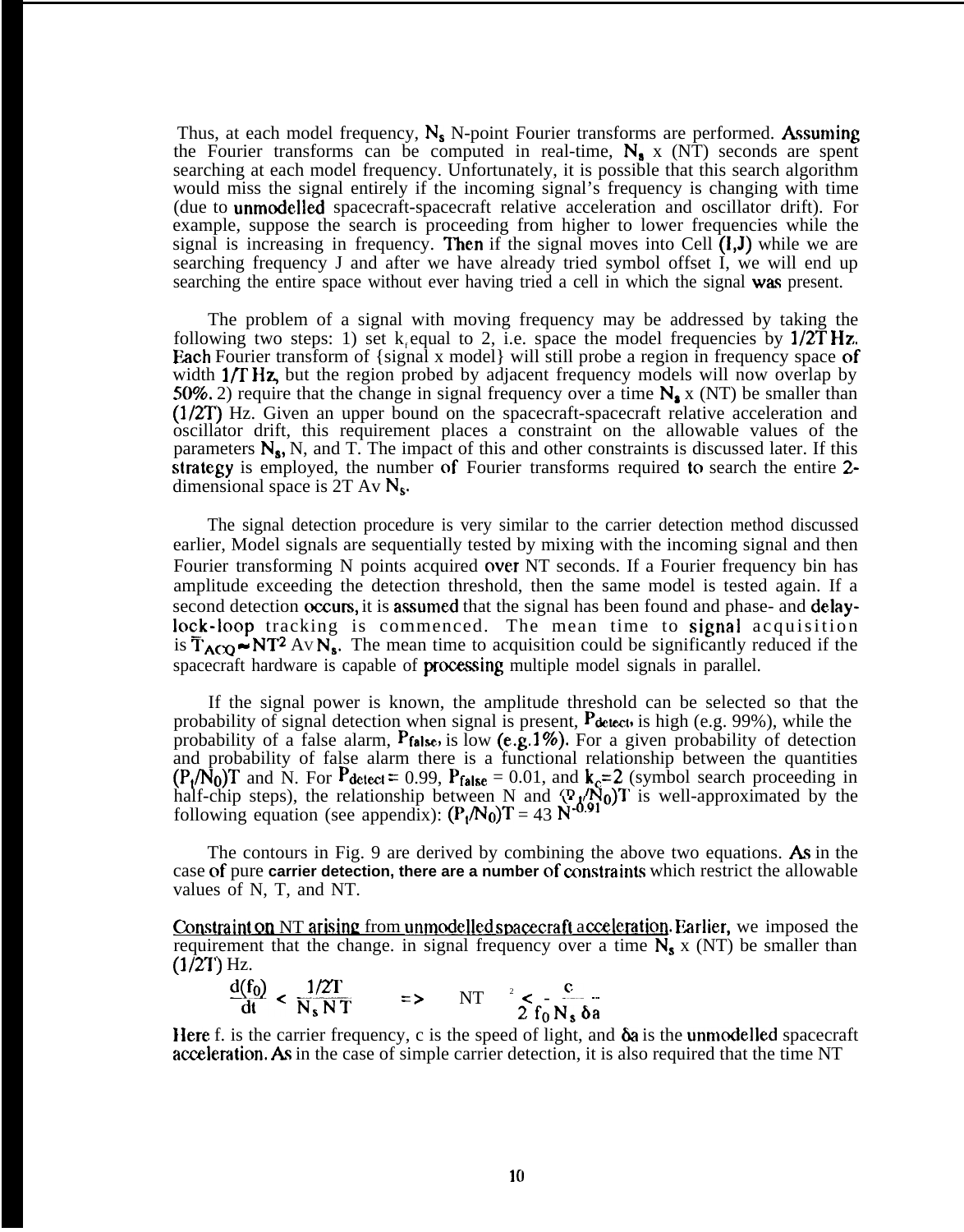Thus, at each model frequency, $N_s$ N-point Fourier transforms are performed. Assuming the Fourier transforms can be computed in real-time, $N_s$ x (NT) seconds are spent searching at each model frequency. Unfortunately, it is possible that this search algorithm would miss the signal entirely if the incoming signal's frequency is changing with time (due to unmodelled spacecraft-spacecraft relative acceleration and oscillator drift). For example, suppose the search is proceeding from higher to lower frequencies while the signal is increasing in frequency. Then if the signal moves into Cell (I,J) while we are searching frequency J and after we have already tried symbol offset I, we will end up searching the entire space without ever having tried a cell in which the signal was present.

The problem of a signal with moving frequency may be addressed by taking the following two steps: 1) set $k_f$ equal to 2, i.e. space the model frequencies by 1/2T Hz. Each Fourier transform of {signal x model} will still probe a region in frequency space of width 1/T Hz, but the region probed by adjacent frequency models will now overlap by 50%. 2) require that the change in signal frequency over a time $N_s$ x (NT) be smaller than (1/2T) Hz. Given an upper bound on the spacecraft-spacecraft relative acceleration and oscillator drift, this requirement places a constraint on the allowable values of the parameters $N_s$, N, and T. The impact of this and other constraints is discussed later. If this strategy is employed, the number of Fourier transforms required to search the entire 2-dimensional space is 2T Av $N_s$.

The signal detection procedure is very similar to the carrier detection method discussed earlier, Model signals are sequentially tested by mixing with the incoming signal and then Fourier transforming N points acquired over NT seconds. If a Fourier frequency bin has amplitude exceeding the detection threshold, then the same model is tested again. If a second detection occurs, it is assumed that the signal has been found and phase- and delay-lock-loop tracking is commenced. The mean time to signal acquisition is $\bar{T}_{ACQ} \approx NT^2$ Av $N_s$. The mean time to acquisition could be significantly reduced if the spacecraft hardware is capable of processing multiple model signals in parallel.

If the signal power is known, the amplitude threshold can be selected so that the probability of signal detection when signal is present, $P_{detect}$, is high (e.g. 99%), while the probability of a false alarm, $P_{false}$, is low (e.g.1%). For a given probability of detection and probability of false alarm there is a functional relationship between the quantities $(P_t/N_0)T$ and N. For $P_{detect} = 0.99$, $P_{false} = 0.01$, and $k_c=2$ (symbol search proceeding in half-chip steps), the relationship between N and $(P_t/N_0)T$ is well-approximated by the following equation (see appendix): $(P_t/N_0)T = 43\ N^{-0.91}$

The contours in Fig. 9 are derived by combining the above two equations. As in the case of pure carrier detection, there are a number of constraints which restrict the allowable values of N, T, and NT.

Constraint on NT arising from unmodelled spacecraft acceleration. Earlier, we imposed the requirement that the change. in signal frequency over a time $N_s$ x (NT) be smaller than (1/2T) Hz.

$$\frac{d(f_0)}{dt} < \frac{1/2T}{N_s\, N\, T} \quad \Rightarrow \quad NT^2 < \frac{c}{2\, f_0\, N_s\, \delta a}$$

Here $f_0$ is the carrier frequency, c is the speed of light, and $\delta a$ is the unmodelled spacecraft acceleration. As in the case of simple carrier detection, it is also required that the time NT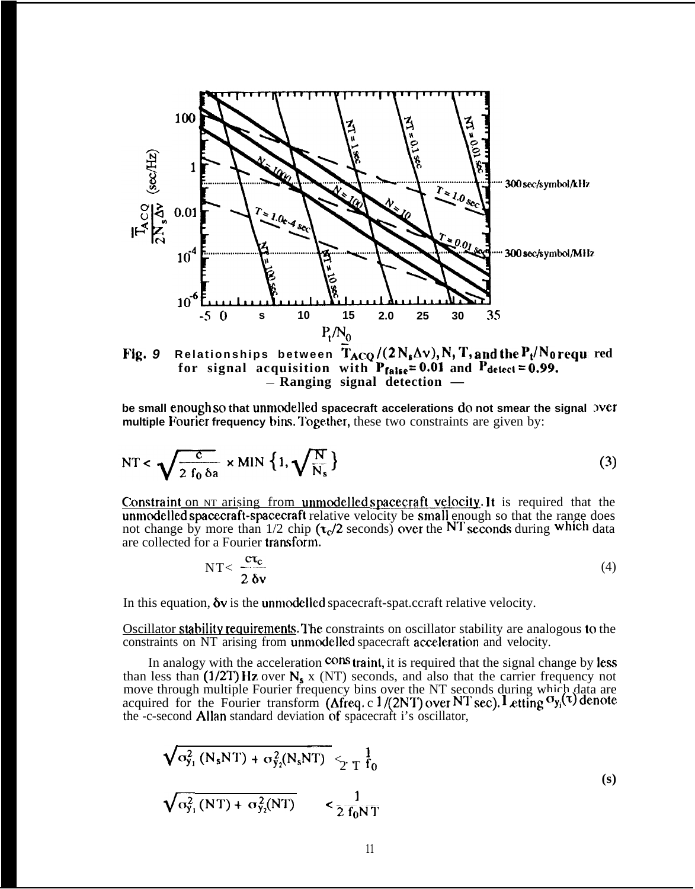Fig. 9 Relationships between $\bar{T}_{ACQ}/(2N_s\Delta\nu)$, N, T, and the $P_t/N_0$ required for signal acquisition with $P_{false} = 0.01$ and $P_{detect} = 0.99$.
– Ranging signal detection —

be small enough so that unmodelled spacecraft accelerations do not smear the signal over multiple Fourier frequency bins. Together, these two constraints are given by:

$$NT < \sqrt{\frac{c}{2 f_0 \delta a}} \times \text{MIN}\left\{1, \sqrt{\frac{N}{N_s}}\right\} \tag{3}$$

Constraint on NT arising from unmodelled spacecraft velocity. It is required that the unmodelled spacecraft-spacecraft relative velocity be small enough so that the range does not change by more than 1/2 chip ($\tau_c/2$ seconds) over the NT seconds during which data are collected for a Fourier transform.

$$NT < \frac{c\tau_c}{2\,\delta v} \tag{4}$$

In this equation, $\delta v$ is the unmodelled spacecraft-spacecraft relative velocity.

Oscillator stability requirements. The constraints on oscillator stability are analogous to the constraints on NT arising from unmodelled spacecraft acceleration and velocity.

In analogy with the acceleration constraint, it is required that the signal change by less than less than (1/2T) Hz over $N_s$ x (NT) seconds, and also that the carrier frequency not move through multiple Fourier frequency bins over the NT seconds during which data are acquired for the Fourier transform ($\Delta$freq. < 1/(2NT) over NT sec). Letting $\sigma_{y_i}(\tau)$ denote the $\tau$-second Allan standard deviation of spacecraft i's oscillator,

$$\sqrt{\sigma_{y_1}^2(N_sNT) + \sigma_{y_2}^2(N_sNT)} < \frac{1}{2\,T\,f_0}$$

$$\sqrt{\sigma_{y_1}^2(NT) + \sigma_{y_2}^2(NT)} < \frac{1}{2\,f_0 N T} \tag{5}$$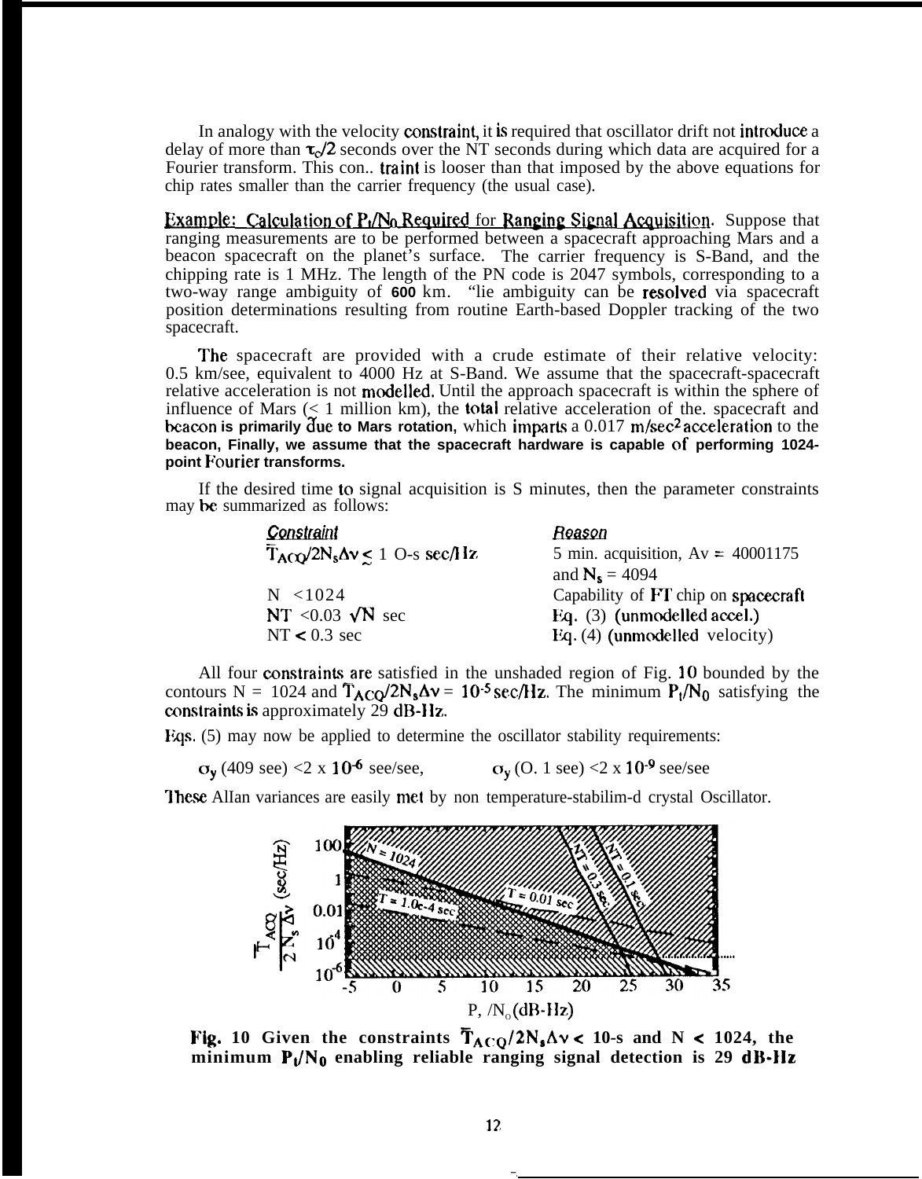In analogy with the velocity constraint, it is required that oscillator drift not introduce a delay of more than $\tau_c/2$ seconds over the NT seconds during which data are acquired for a Fourier transform. This con.. traint is looser than that imposed by the above equations for chip rates smaller than the carrier frequency (the usual case).

**Example: Calculation of $P_t/N_0$ Required for Ranging Signal Acquisition.** Suppose that ranging measurements are to be performed between a spacecraft approaching Mars and a beacon spacecraft on the planet's surface. The carrier frequency is S-Band, and the chipping rate is 1 MHz. The length of the PN code is 2047 symbols, corresponding to a two-way range ambiguity of 600 km. "lie ambiguity can be resolved via spacecraft position determinations resulting from routine Earth-based Doppler tracking of the two spacecraft.

The spacecraft are provided with a crude estimate of their relative velocity: 0.5 km/see, equivalent to 4000 Hz at S-Band. We assume that the spacecraft-spacecraft relative acceleration is not modelled. Until the approach spacecraft is within the sphere of influence of Mars (< 1 million km), the total relative acceleration of the. spacecraft and beacon is primarily due to Mars rotation, which imparts a 0.017 $m/sec^2$ acceleration to the beacon, Finally, we assume that the spacecraft hardware is capable of performing 1024-point Fourier transforms.

If the desired time to signal acquisition is S minutes, then the parameter constraints may be summarized as follows:

| *Constraint* | *Reason* |
|---|---|
| $\bar{T}_{ACQ}/2N_s\Delta\nu \lesssim 10^{-5}$ sec/Hz | 5 min. acquisition, $\Delta\nu$ = 4000/175 and $N_s$ = 4094 |
| N < 1024 | Capability of FT chip on spacecraft |
| NT < 0.03 $\sqrt{N}$ sec | Eq. (3) (unmodelled accel.) |
| NT < 0.3 sec | Eq. (4) (unmodelled velocity) |

All four constraints are satisfied in the unshaded region of Fig. 10 bounded by the contours N = 1024 and $\bar{T}_{ACQ}/2N_s\Delta\nu = 10^{-5}$ sec/Hz. The minimum $P_t/N_0$ satisfying the constraints is approximately 29 dB-Hz.

Eqs. (5) may now be applied to determine the oscillator stability requirements:

$\sigma_y$ (409 see) <2 x $10^{-6}$ see/see, $\qquad$ $\sigma_y$ (0.1 see) <2 x $10^{-9}$ see/see

These Allan variances are easily met by non temperature-stabilized crystal Oscillator.

**Fig. 10 Given the constraints $\bar{T}_{ACQ}/2N_s\Delta\nu < 10^{-5}$ and N < 1024, the minimum $P_t/N_0$ enabling reliable ranging signal detection is 29 dB-Hz**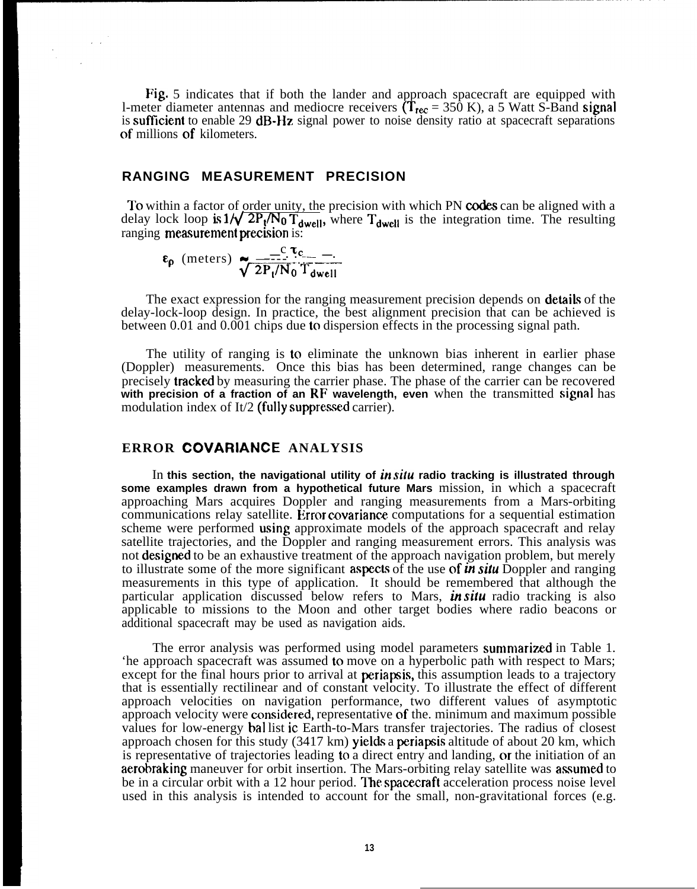Fig. 5 indicates that if both the lander and approach spacecraft are equipped with 1-meter diameter antennas and mediocre receivers ($T_{rec}$ = 350 K), a 5 Watt S-Band signal is sufficient to enable 29 dB-Hz signal power to noise density ratio at spacecraft separations of millions of kilometers.

## RANGING MEASUREMENT PRECISION

To within a factor of order unity, the precision with which PN codes can be aligned with a delay lock loop is $1/\sqrt{2P_t/N_0 T_{dwell}}$, where $T_{dwell}$ is the integration time. The resulting ranging measurement precision is:

$$\varepsilon_\rho \text{ (meters)} \approx \frac{c\,\tau_c}{\sqrt{2P_t/N_0\,T_{dwell}}}$$

The exact expression for the ranging measurement precision depends on details of the delay-lock-loop design. In practice, the best alignment precision that can be achieved is between 0.01 and 0.001 chips due to dispersion effects in the processing signal path.

The utility of ranging is to eliminate the unknown bias inherent in earlier phase (Doppler) measurements. Once this bias has been determined, range changes can be precisely tracked by measuring the carrier phase. The phase of the carrier can be recovered with precision of a fraction of an RF wavelength, even when the transmitted signal has modulation index of $\pi/2$ (fully suppressed carrier).

## ERROR COVARIANCE ANALYSIS

In this section, the navigational utility of *in situ* radio tracking is illustrated through some examples drawn from a hypothetical future Mars mission, in which a spacecraft approaching Mars acquires Doppler and ranging measurements from a Mars-orbiting communications relay satellite. Error covariance computations for a sequential estimation scheme were performed using approximate models of the approach spacecraft and relay satellite trajectories, and the Doppler and ranging measurement errors. This analysis was not designed to be an exhaustive treatment of the approach navigation problem, but merely to illustrate some of the more significant aspects of the use of *in situ* Doppler and ranging measurements in this type of application. It should be remembered that although the particular application discussed below refers to Mars, *in situ* radio tracking is also applicable to missions to the Moon and other target bodies where radio beacons or additional spacecraft may be used as navigation aids.

The error analysis was performed using model parameters summarized in Table 1. The approach spacecraft was assumed to move on a hyperbolic path with respect to Mars; except for the final hours prior to arrival at periapsis, this assumption leads to a trajectory that is essentially rectilinear and of constant velocity. To illustrate the effect of different approach velocities on navigation performance, two different values of asymptotic approach velocity were considered, representative of the minimum and maximum possible values for low-energy ballistic Earth-to-Mars transfer trajectories. The radius of closest approach chosen for this study (3417 km) yields a periapsis altitude of about 20 km, which is representative of trajectories leading to a direct entry and landing, or the initiation of an aerobraking maneuver for orbit insertion. The Mars-orbiting relay satellite was assumed to be in a circular orbit with a 12 hour period. The spacecraft acceleration process noise level used in this analysis is intended to account for the small, non-gravitational forces (e.g.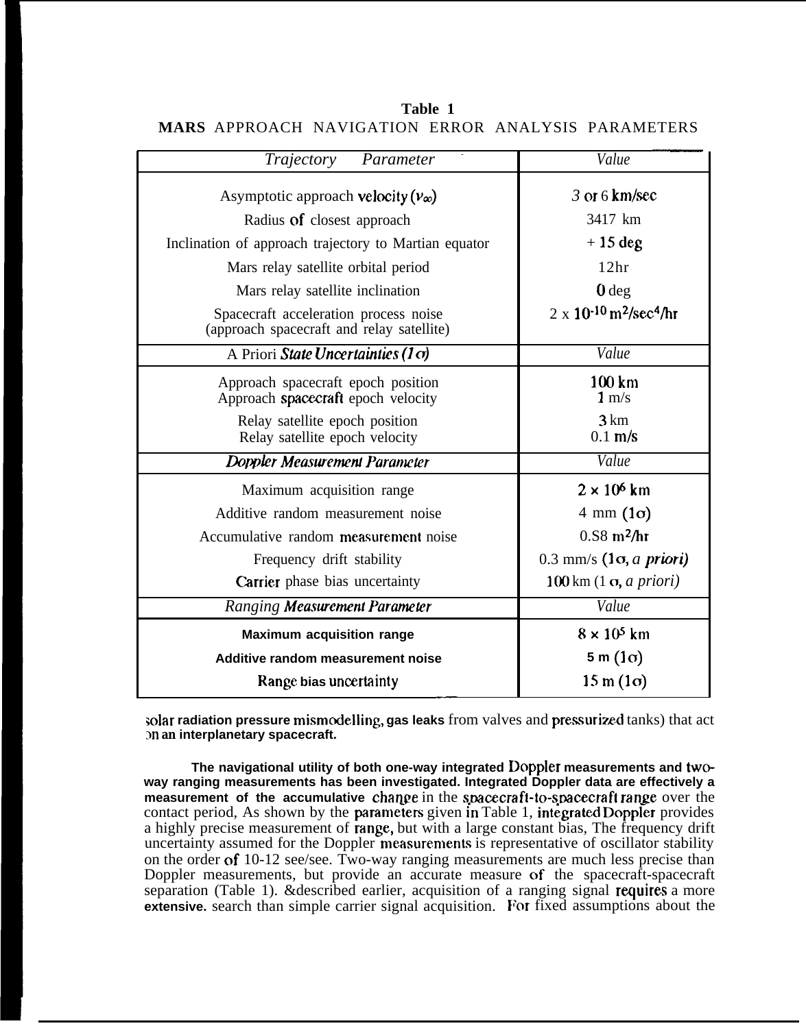**Table 1**
**MARS** APPROACH NAVIGATION ERROR ANALYSIS PARAMETERS

| *Trajectory Parameter* | *Value* |
|---|---|
| Asymptotic approach velocity ($v_\infty$) | *3* or 6 km/sec |
| Radius of closest approach | 3417 km |
| Inclination of approach trajectory to Martian equator | + 15 deg |
| Mars relay satellite orbital period | 12hr |
| Mars relay satellite inclination | 0 deg |
| Spacecraft acceleration process noise (approach spacecraft and relay satellite) | 2 x $10^{-10}$ $m^2/sec^4/hr$ |
| A Priori *State Uncertainties (1σ)* | *Value* |
| Approach spacecraft epoch position | 100 km |
| Approach spacecraft epoch velocity | 1 m/s |
| Relay satellite epoch position | 3 km |
| Relay satellite epoch velocity | 0.1 m/s |
| *Doppler Measurement Parameter* | *Value* |
| Maximum acquisition range | $2 \times 10^6$ km |
| Additive random measurement noise | 4 mm (1σ) |
| Accumulative random measurement noise | 0.S8 $m^2/hr$ |
| Frequency drift stability | 0.3 mm/s (1σ, *a priori)* |
| Carrier phase bias uncertainty | 100 km (1 σ, *a priori)* |
| *Ranging Measurement Parameter* | *Value* |
| Maximum acquisition range | $8 \times 10^5$ km |
| Additive random measurement noise | 5 m (1σ) |
| Range bias uncertainty | 15 m (1σ) |

solar radiation pressure mismodelling, gas leaks from valves and pressurized tanks) that act on an interplanetary spacecraft.

The navigational utility of both one-way integrated Doppler measurements and two-way ranging measurements has been investigated. Integrated Doppler data are effectively a measurement of the accumulative change in the spacecraft-to-spacecraft range over the contact period, As shown by the parameters given in Table 1, integrated Doppler provides a highly precise measurement of range, but with a large constant bias, The frequency drift uncertainty assumed for the Doppler measurements is representative of oscillator stability on the order of 10-12 see/see. Two-way ranging measurements are much less precise than Doppler measurements, but provide an accurate measure of the spacecraft-spacecraft separation (Table 1). &described earlier, acquisition of a ranging signal requires a more extensive. search than simple carrier signal acquisition. For fixed assumptions about the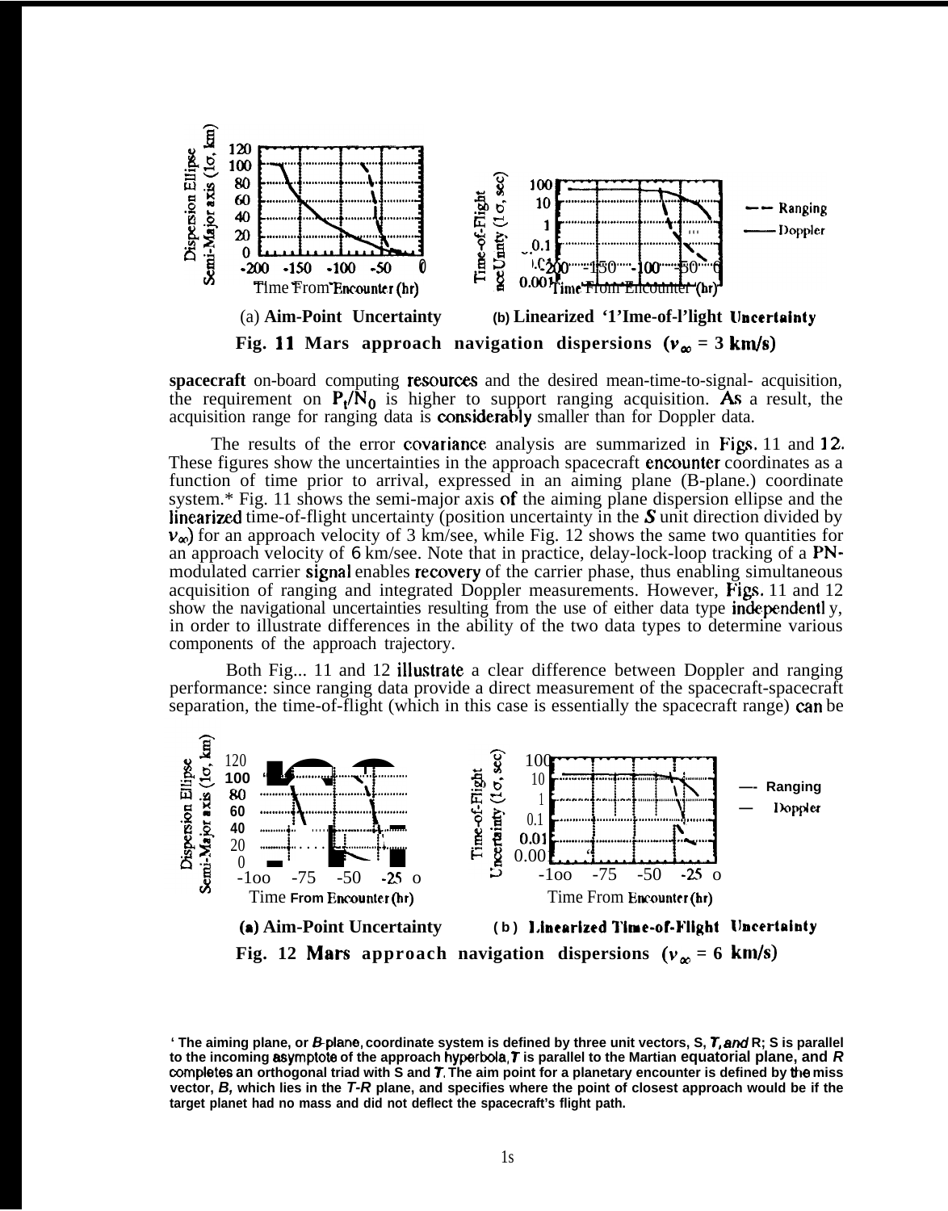(a) **Aim-Point Uncertainty** (b) **Linearized Time-of-Flight Uncertainty**

**Fig. 11 Mars approach navigation dispersions ($v_\infty$ = 3 km/s)**

**spacecraft** on-board computing resources and the desired mean-time-to-signal- acquisition, the requirement on $P_t/N_0$ is higher to support ranging acquisition. As a result, the acquisition range for ranging data is considerably smaller than for Doppler data.

The results of the error covariance analysis are summarized in Figs. 11 and 12. These figures show the uncertainties in the approach spacecraft encounter coordinates as a function of time prior to arrival, expressed in an aiming plane (B-plane.) coordinate system.* Fig. 11 shows the semi-major axis of the aiming plane dispersion ellipse and the linearized time-of-flight uncertainty (position uncertainty in the $S$ unit direction divided by $v_\infty$) for an approach velocity of 3 km/see, while Fig. 12 shows the same two quantities for an approach velocity of 6 km/see. Note that in practice, delay-lock-loop tracking of a PN-modulated carrier signal enables recovery of the carrier phase, thus enabling simultaneous acquisition of ranging and integrated Doppler measurements. However, Figs. 11 and 12 show the navigational uncertainties resulting from the use of either data type independentl y, in order to illustrate differences in the ability of the two data types to determine various components of the approach trajectory.

Both Fig... 11 and 12 illustrate a clear difference between Doppler and ranging performance: since ranging data provide a direct measurement of the spacecraft-spacecraft separation, the time-of-flight (which in this case is essentially the spacecraft range) can be

(a) **Aim-Point Uncertainty** (b) **Linearized Time-of-Flight Uncertainty**

**Fig. 12 Mars approach navigation dispersions ($v_\infty$ = 6 km/s)**

**\* The aiming plane, or B-plane, coordinate system is defined by three unit vectors, S, T, and R; S is parallel to the incoming asymptote of the approach hyperbola, T is parallel to the Martian equatorial plane, and R completes an orthogonal triad with S and T. The aim point for a planetary encounter is defined by the miss vector, B, which lies in the T-R plane, and specifies where the point of closest approach would be if the target planet had no mass and did not deflect the spacecraft's flight path.**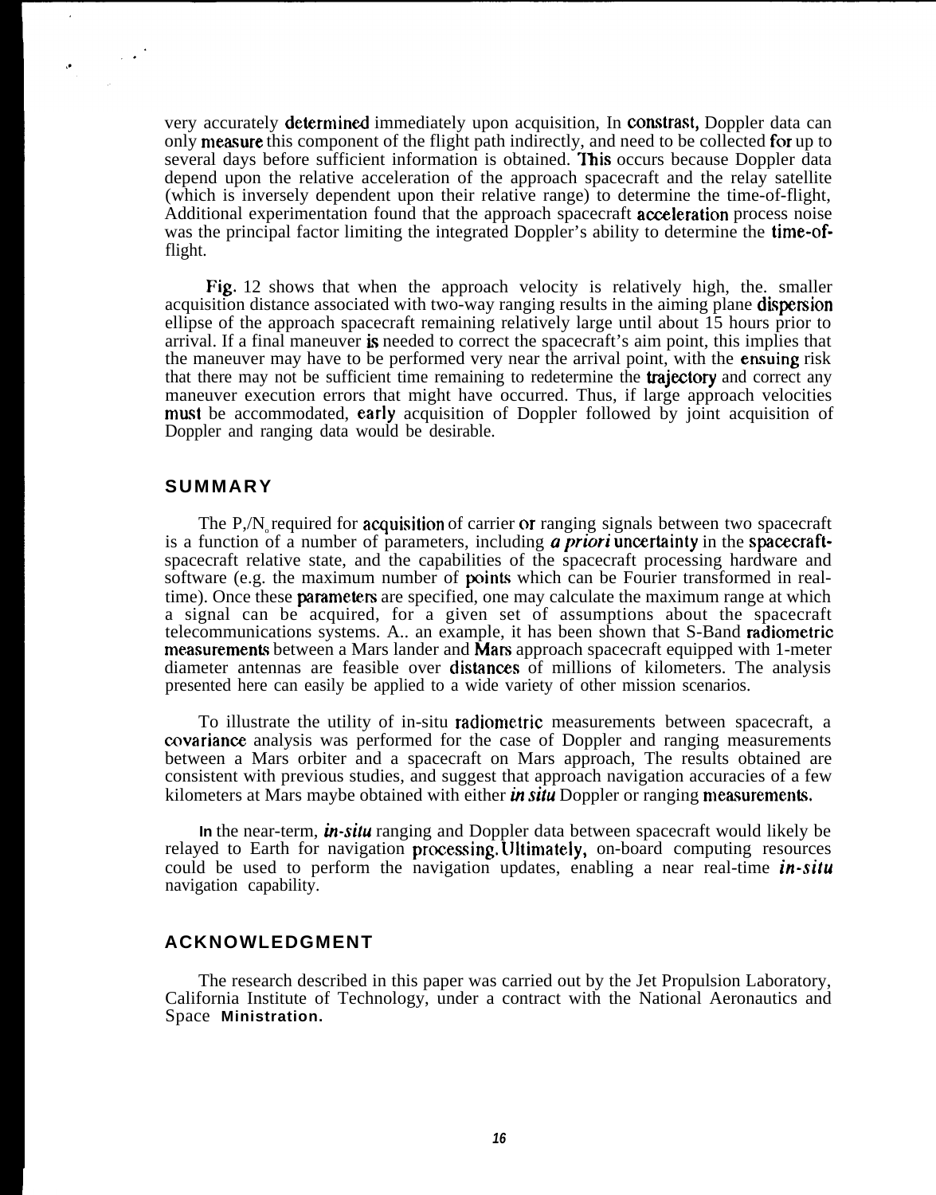very accurately determined immediately upon acquisition, In constrast, Doppler data can only measure this component of the flight path indirectly, and need to be collected for up to several days before sufficient information is obtained. This occurs because Doppler data depend upon the relative acceleration of the approach spacecraft and the relay satellite (which is inversely dependent upon their relative range) to determine the time-of-flight, Additional experimentation found that the approach spacecraft acceleration process noise was the principal factor limiting the integrated Doppler's ability to determine the time-of-flight.

Fig. 12 shows that when the approach velocity is relatively high, the. smaller acquisition distance associated with two-way ranging results in the aiming plane dispersion ellipse of the approach spacecraft remaining relatively large until about 15 hours prior to arrival. If a final maneuver is needed to correct the spacecraft's aim point, this implies that the maneuver may have to be performed very near the arrival point, with the ensuing risk that there may not be sufficient time remaining to redetermine the trajectory and correct any maneuver execution errors that might have occurred. Thus, if large approach velocities must be accommodated, early acquisition of Doppler followed by joint acquisition of Doppler and ranging data would be desirable.

## SUMMARY

The $P_r/N_o$ required for acquisition of carrier or ranging signals between two spacecraft is a function of a number of parameters, including *a priori* uncertainty in the spacecraft-spacecraft relative state, and the capabilities of the spacecraft processing hardware and software (e.g. the maximum number of points which can be Fourier transformed in real-time). Once these parameters are specified, one may calculate the maximum range at which a signal can be acquired, for a given set of assumptions about the spacecraft telecommunications systems. A.. an example, it has been shown that S-Band radiometric measurements between a Mars lander and Mars approach spacecraft equipped with 1-meter diameter antennas are feasible over distances of millions of kilometers. The analysis presented here can easily be applied to a wide variety of other mission scenarios.

To illustrate the utility of in-situ radiometric measurements between spacecraft, a covariance analysis was performed for the case of Doppler and ranging measurements between a Mars orbiter and a spacecraft on Mars approach, The results obtained are consistent with previous studies, and suggest that approach navigation accuracies of a few kilometers at Mars maybe obtained with either *in situ* Doppler or ranging measurements.

In the near-term, *in-situ* ranging and Doppler data between spacecraft would likely be relayed to Earth for navigation processing. Ultimately, on-board computing resources could be used to perform the navigation updates, enabling a near real-time *in-situ* navigation capability.

## ACKNOWLEDGMENT

The research described in this paper was carried out by the Jet Propulsion Laboratory, California Institute of Technology, under a contract with the National Aeronautics and Space Ministration.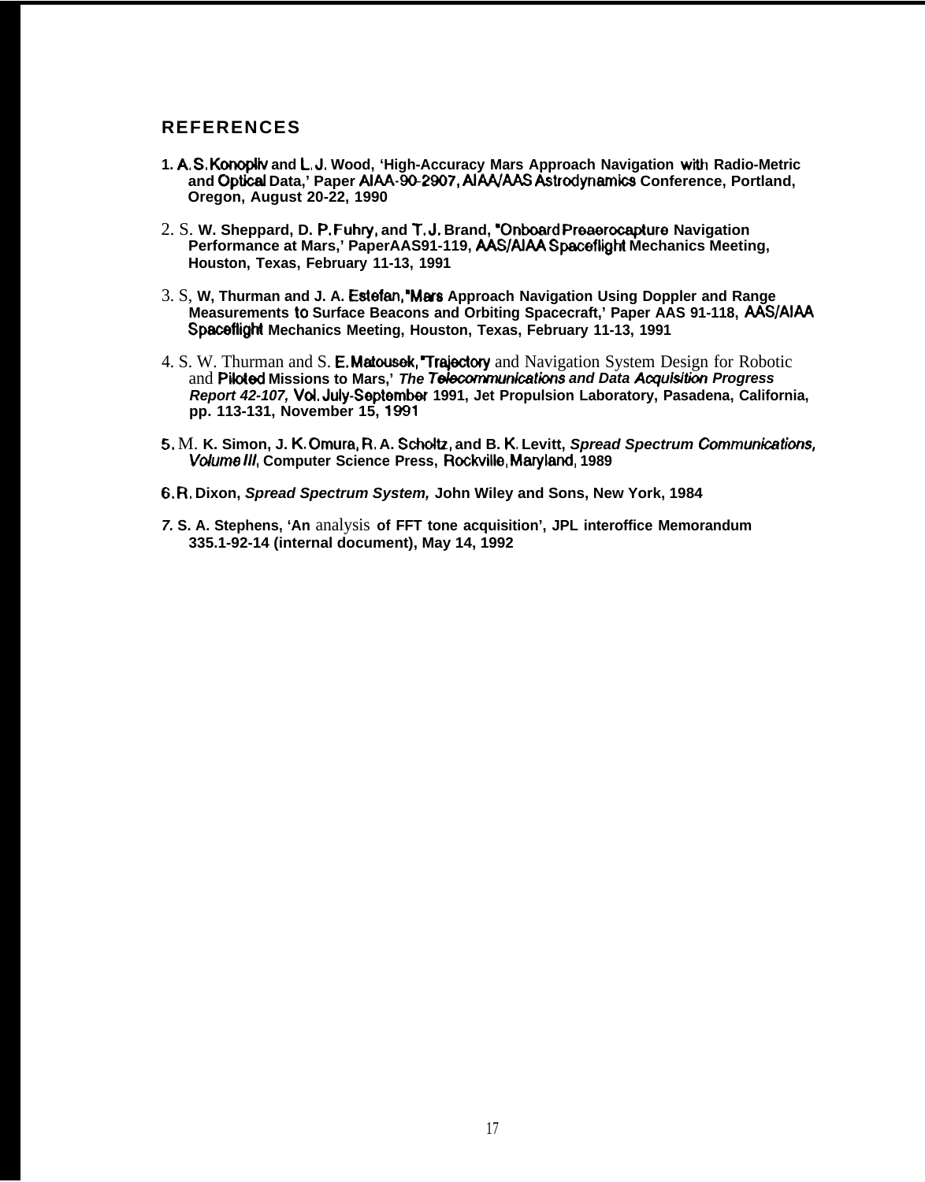## REFERENCES

1. A. S. Konopliv and L. J. Wood, 'High-Accuracy Mars Approach Navigation with Radio-Metric and Optical Data,' Paper AIAA-90-2907, AIAA/AAS Astrodynamics Conference, Portland, Oregon, August 20-22, 1990

2. S. W. Sheppard, D. P. Fuhry, and T. J. Brand, "Onboard Preaerocapture Navigation Performance at Mars,' PaperAAS91-119, AAS/AIAA Spaceflight Mechanics Meeting, Houston, Texas, February 11-13, 1991

3. S, W, Thurman and J. A. Estefan, "Mars Approach Navigation Using Doppler and Range Measurements to Surface Beacons and Orbiting Spacecraft,' Paper AAS 91-118, AAS/AIAA Spaceflight Mechanics Meeting, Houston, Texas, February 11-13, 1991

4. S. W. Thurman and S. E. Matousek, "Trajectory and Navigation System Design for Robotic and Piloted Missions to Mars,' *The Telecommunications and Data Acquisition Progress Report 42-107,* Vol. July-September 1991, Jet Propulsion Laboratory, Pasadena, California, pp. 113-131, November 15, 1991

5. M. K. Simon, J. K. Omura, R. A. Scholtz, and B. K. Levitt, *Spread Spectrum Communications, Volume III*, Computer Science Press, Rockville, Maryland, 1989

6. R. Dixon, *Spread Spectrum System,* John Wiley and Sons, New York, 1984

7. S. A. Stephens, 'An analysis of FFT tone acquisition', JPL interoffice Memorandum 335.1-92-14 (internal document), May 14, 1992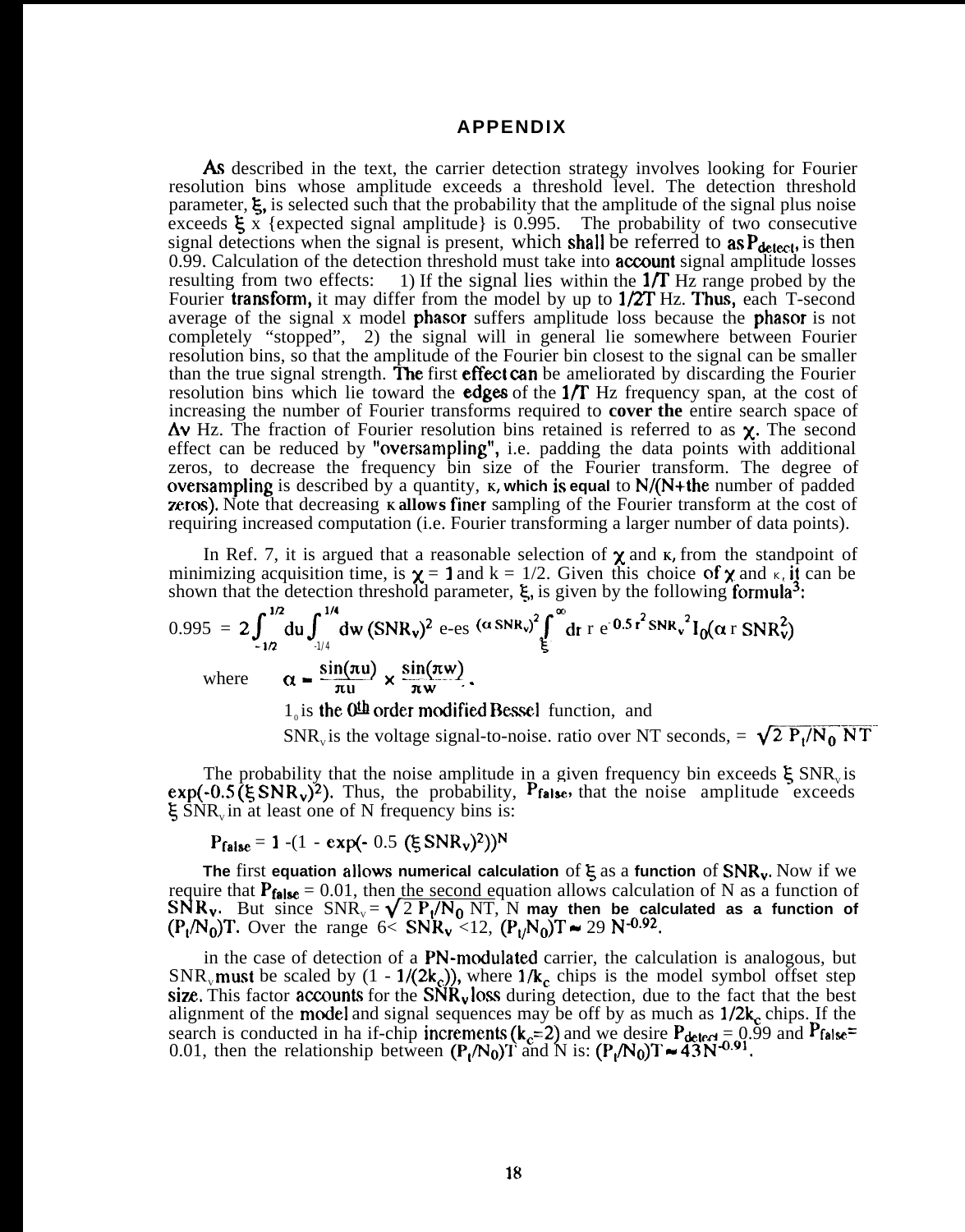## APPENDIX

As described in the text, the carrier detection strategy involves looking for Fourier resolution bins whose amplitude exceeds a threshold level. The detection threshold parameter, $\xi$, is selected such that the probability that the amplitude of the signal plus noise exceeds $\xi$ x {expected signal amplitude} is 0.995. The probability of two consecutive signal detections when the signal is present, which shall be referred to as $P_{detect}$, is then 0.99. Calculation of the detection threshold must take into account signal amplitude losses resulting from two effects: 1) If the signal lies within the $1/T$ Hz range probed by the Fourier transform, it may differ from the model by up to $1/2T$ Hz. Thus, each T-second average of the signal x model phasor suffers amplitude loss because the phasor is not completely "stopped", 2) the signal will in general lie somewhere between Fourier resolution bins, so that the amplitude of the Fourier bin closest to the signal can be smaller than the true signal strength. The first effect can be ameliorated by discarding the Fourier resolution bins which lie toward the edges of the $1/T$ Hz frequency span, at the cost of increasing the number of Fourier transforms required to cover the entire search space of $\Delta\nu$ Hz. The fraction of Fourier resolution bins retained is referred to as $\chi$. The second effect can be reduced by "oversampling", i.e. padding the data points with additional zeros, to decrease the frequency bin size of the Fourier transform. The degree of oversampling is described by a quantity, $\kappa$, which is equal to N/(N+the number of padded zeros). Note that decreasing $\kappa$ allows finer sampling of the Fourier transform at the cost of requiring increased computation (i.e. Fourier transforming a larger number of data points).

In Ref. 7, it is argued that a reasonable selection of $\chi$ and $\kappa$, from the standpoint of minimizing acquisition time, is $\chi = 1$ and $k = 1/2$. Given this choice of $\chi$ and $\kappa$, it can be shown that the detection threshold parameter, $\xi$, is given by the following formula[3]:

$$0.995 = 2\int_{-1/2}^{1/2} du \int_{-1/4}^{1/4} dw \, (SNR_v)^2 \, e^{-0.5(\alpha \, SNR_v)^2} \int_{\xi}^{\infty} dr \; r \, e^{-0.5 r^2 SNR_v^2} I_0(\alpha \, r \, SNR_v^2)$$

where $\alpha = \dfrac{\sin(\pi u)}{\pi u} \times \dfrac{\sin(\pi w)}{\pi w}$,

$I_0$ is the $0^{th}$ order modified Bessel function, and

$SNR_v$ is the voltage signal-to-noise. ratio over NT seconds, $= \sqrt{2 \, P_t/N_0 \, NT}$

The probability that the noise amplitude in a given frequency bin exceeds $\xi \, SNR_v$ is $\exp(-0.5(\xi \, SNR_v)^2)$. Thus, the probability, $P_{false}$, that the noise amplitude exceeds $\xi \, SNR_v$ in at least one of N frequency bins is:

$$P_{false} = 1 - (1 - \exp(-0.5 \, (\xi \, SNR_v)^2))^N$$

The first equation allows numerical calculation of $\xi$ as a function of $SNR_v$. Now if we require that $P_{false} = 0.01$, then the second equation allows calculation of N as a function of $SNR_v$. But since $SNR_v = \sqrt{2 \, P_t/N_0 \, NT}$, N may then be calculated as a function of $(P_t/N_0)T$. Over the range $6 < SNR_v < 12$, $(P_t/N_0)T \approx 29 \, N^{-0.92}$.

in the case of detection of a PN-modulated carrier, the calculation is analogous, but $SNR_v$ must be scaled by $(1 - 1/(2k_c))$, where $1/k_c$ chips is the model symbol offset step size. This factor accounts for the $SNR_v$ loss during detection, due to the fact that the best alignment of the model and signal sequences may be off by as much as $1/2k_c$ chips. If the search is conducted in half-chip increments ($k_c$=2) and we desire $P_{detect} = 0.99$ and $P_{false} = 0.01$, then the relationship between $(P_t/N_0)T$ and N is: $(P_t/N_0)T \approx 43 \, N^{-0.91}$.